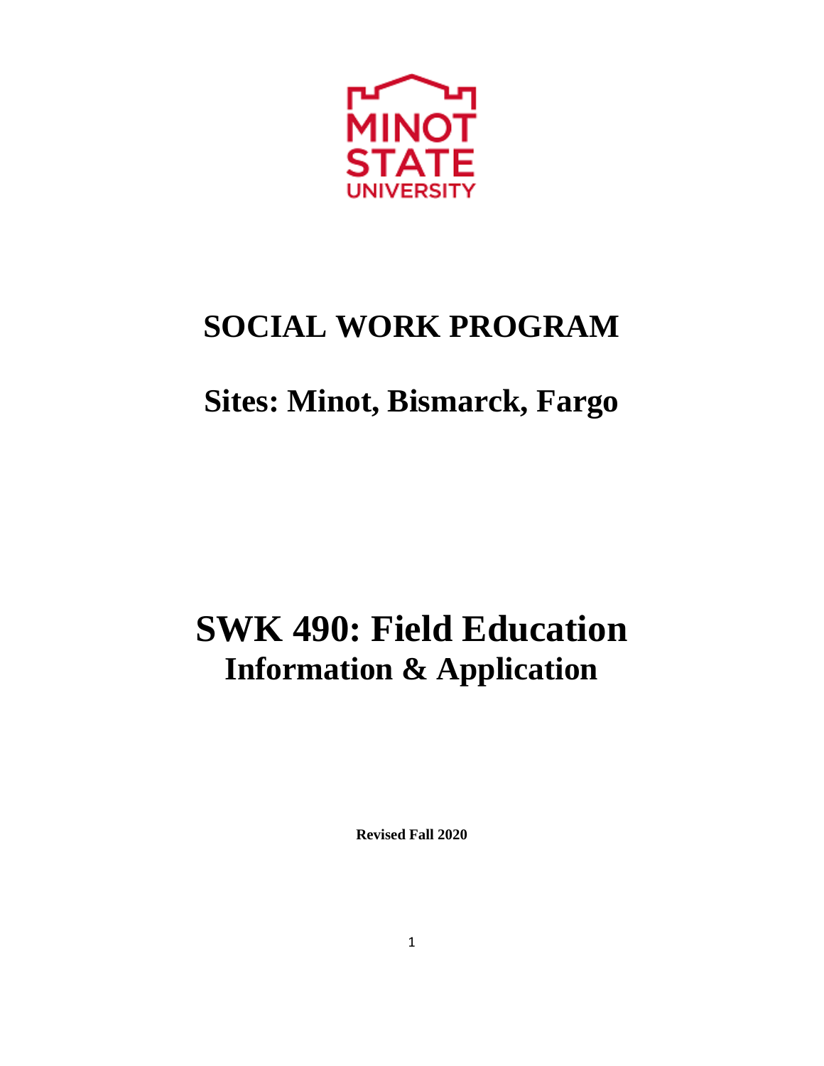MINOT STATE UNIVERSITY

# SOCIAL WORK PROGRAM

## Sites: Minot, Bismarck, Fargo

# SWK 490: Field Education

## Information & Application

**Revised Fall 2020**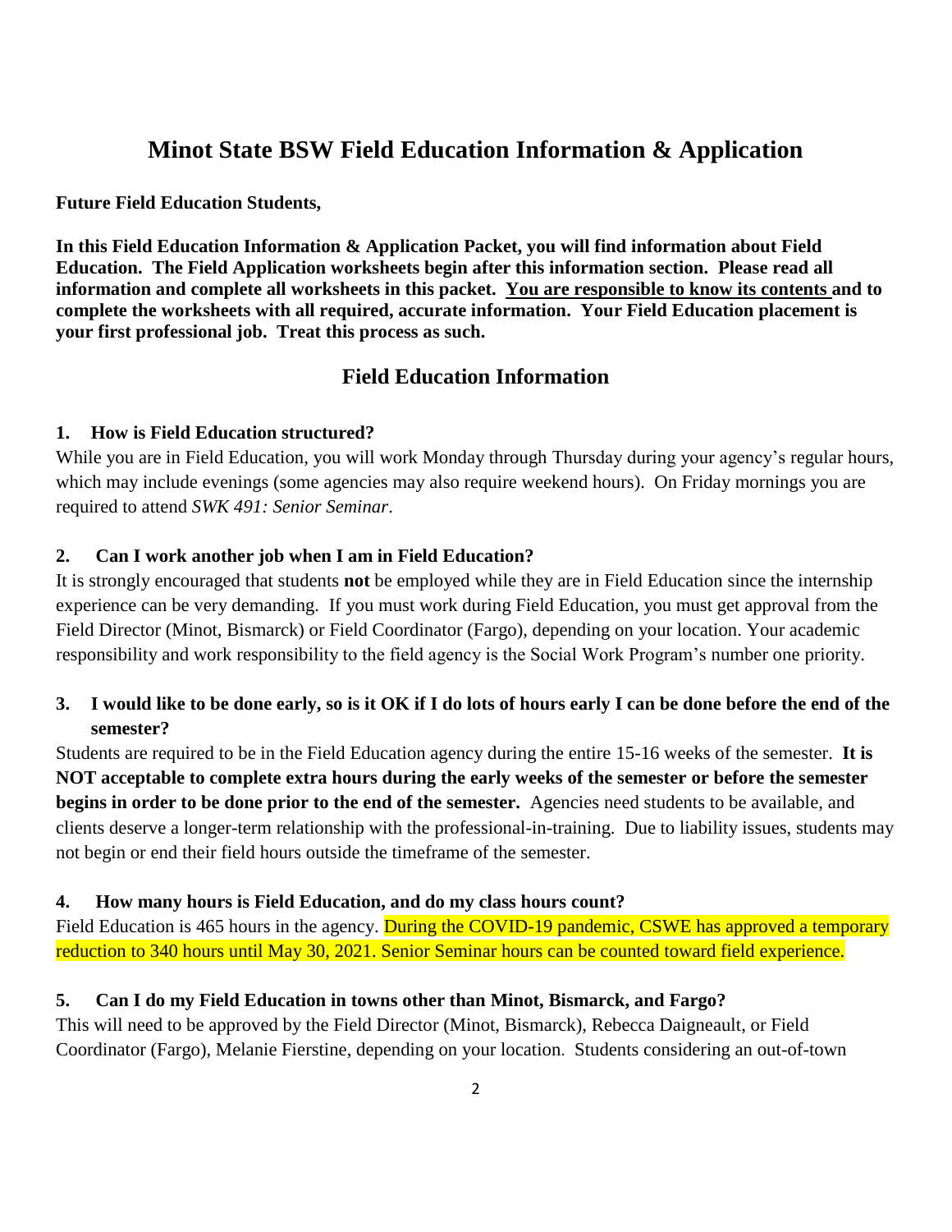# Minot State BSW Field Education Information & Application

**Future Field Education Students,**

**In this Field Education Information & Application Packet, you will find information about Field Education. The Field Application worksheets begin after this information section. Please read all information and complete all worksheets in this packet. <u>You are responsible to know its contents</u> and to complete the worksheets with all required, accurate information. Your Field Education placement is your first professional job. Treat this process as such.**

## Field Education Information

### 1. How is Field Education structured?

While you are in Field Education, you will work Monday through Thursday during your agency's regular hours, which may include evenings (some agencies may also require weekend hours). On Friday mornings you are required to attend *SWK 491: Senior Seminar*.

### 2. Can I work another job when I am in Field Education?

It is strongly encouraged that students **not** be employed while they are in Field Education since the internship experience can be very demanding. If you must work during Field Education, you must get approval from the Field Director (Minot, Bismarck) or Field Coordinator (Fargo), depending on your location. Your academic responsibility and work responsibility to the field agency is the Social Work Program's number one priority.

### 3. I would like to be done early, so is it OK if I do lots of hours early I can be done before the end of the semester?

Students are required to be in the Field Education agency during the entire 15-16 weeks of the semester. **It is NOT acceptable to complete extra hours during the early weeks of the semester or before the semester begins in order to be done prior to the end of the semester.** Agencies need students to be available, and clients deserve a longer-term relationship with the professional-in-training. Due to liability issues, students may not begin or end their field hours outside the timeframe of the semester.

### 4. How many hours is Field Education, and do my class hours count?

Field Education is 465 hours in the agency. During the COVID-19 pandemic, CSWE has approved a temporary reduction to 340 hours until May 30, 2021. Senior Seminar hours can be counted toward field experience.

### 5. Can I do my Field Education in towns other than Minot, Bismarck, and Fargo?

This will need to be approved by the Field Director (Minot, Bismarck), Rebecca Daigneault, or Field Coordinator (Fargo), Melanie Fierstine, depending on your location. Students considering an out-of-town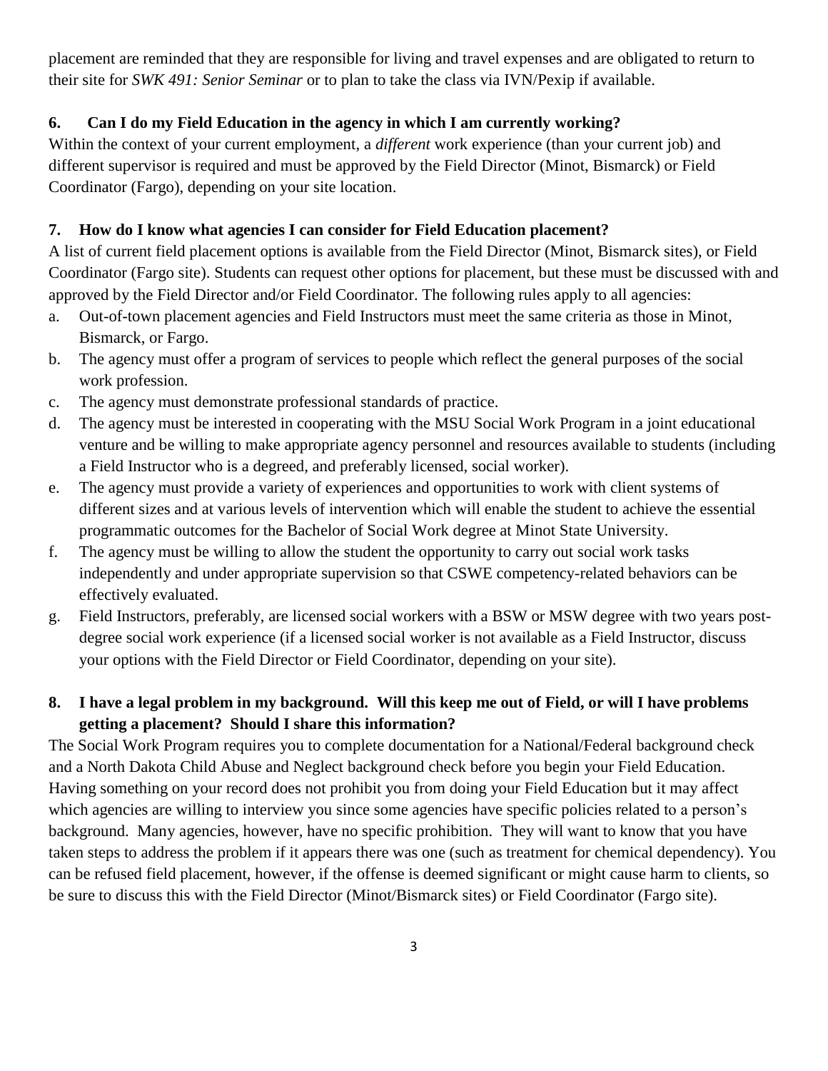placement are reminded that they are responsible for living and travel expenses and are obligated to return to their site for *SWK 491: Senior Seminar* or to plan to take the class via IVN/Pexip if available.

**6. Can I do my Field Education in the agency in which I am currently working?**

Within the context of your current employment, a *different* work experience (than your current job) and different supervisor is required and must be approved by the Field Director (Minot, Bismarck) or Field Coordinator (Fargo), depending on your site location.

**7. How do I know what agencies I can consider for Field Education placement?**

A list of current field placement options is available from the Field Director (Minot, Bismarck sites), or Field Coordinator (Fargo site). Students can request other options for placement, but these must be discussed with and approved by the Field Director and/or Field Coordinator. The following rules apply to all agencies:

a. Out-of-town placement agencies and Field Instructors must meet the same criteria as those in Minot, Bismarck, or Fargo.
b. The agency must offer a program of services to people which reflect the general purposes of the social work profession.
c. The agency must demonstrate professional standards of practice.
d. The agency must be interested in cooperating with the MSU Social Work Program in a joint educational venture and be willing to make appropriate agency personnel and resources available to students (including a Field Instructor who is a degreed, and preferably licensed, social worker).
e. The agency must provide a variety of experiences and opportunities to work with client systems of different sizes and at various levels of intervention which will enable the student to achieve the essential programmatic outcomes for the Bachelor of Social Work degree at Minot State University.
f. The agency must be willing to allow the student the opportunity to carry out social work tasks independently and under appropriate supervision so that CSWE competency-related behaviors can be effectively evaluated.
g. Field Instructors, preferably, are licensed social workers with a BSW or MSW degree with two years post-degree social work experience (if a licensed social worker is not available as a Field Instructor, discuss your options with the Field Director or Field Coordinator, depending on your site).

**8. I have a legal problem in my background. Will this keep me out of Field, or will I have problems getting a placement? Should I share this information?**

The Social Work Program requires you to complete documentation for a National/Federal background check and a North Dakota Child Abuse and Neglect background check before you begin your Field Education. Having something on your record does not prohibit you from doing your Field Education but it may affect which agencies are willing to interview you since some agencies have specific policies related to a person's background. Many agencies, however, have no specific prohibition. They will want to know that you have taken steps to address the problem if it appears there was one (such as treatment for chemical dependency). You can be refused field placement, however, if the offense is deemed significant or might cause harm to clients, so be sure to discuss this with the Field Director (Minot/Bismarck sites) or Field Coordinator (Fargo site).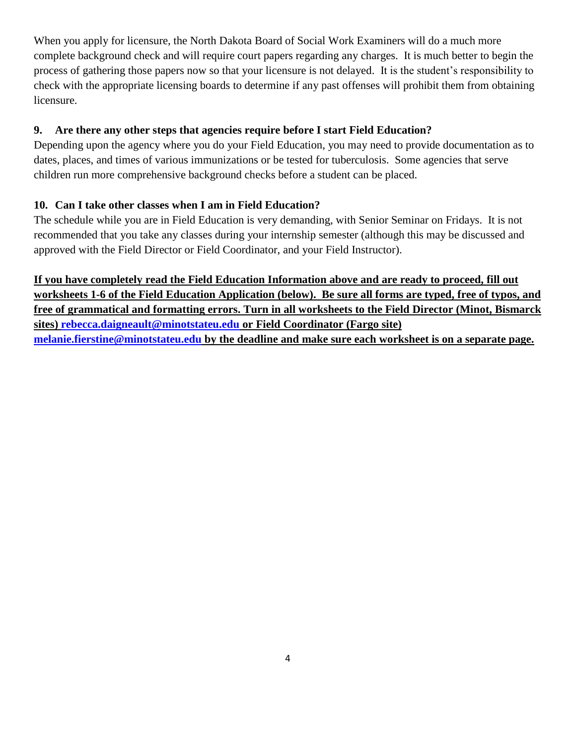When you apply for licensure, the North Dakota Board of Social Work Examiners will do a much more complete background check and will require court papers regarding any charges. It is much better to begin the process of gathering those papers now so that your licensure is not delayed. It is the student's responsibility to check with the appropriate licensing boards to determine if any past offenses will prohibit them from obtaining licensure.

**9. Are there any other steps that agencies require before I start Field Education?**

Depending upon the agency where you do your Field Education, you may need to provide documentation as to dates, places, and times of various immunizations or be tested for tuberculosis. Some agencies that serve children run more comprehensive background checks before a student can be placed.

**10. Can I take other classes when I am in Field Education?**

The schedule while you are in Field Education is very demanding, with Senior Seminar on Fridays. It is not recommended that you take any classes during your internship semester (although this may be discussed and approved with the Field Director or Field Coordinator, and your Field Instructor).

**If you have completely read the Field Education Information above and are ready to proceed, fill out worksheets 1-6 of the Field Education Application (below). Be sure all forms are typed, free of typos, and free of grammatical and formatting errors. Turn in all worksheets to the Field Director (Minot, Bismarck sites) rebecca.daigneault@minotstateu.edu or Field Coordinator (Fargo site) melanie.fierstine@minotstateu.edu by the deadline and make sure each worksheet is on a separate page.**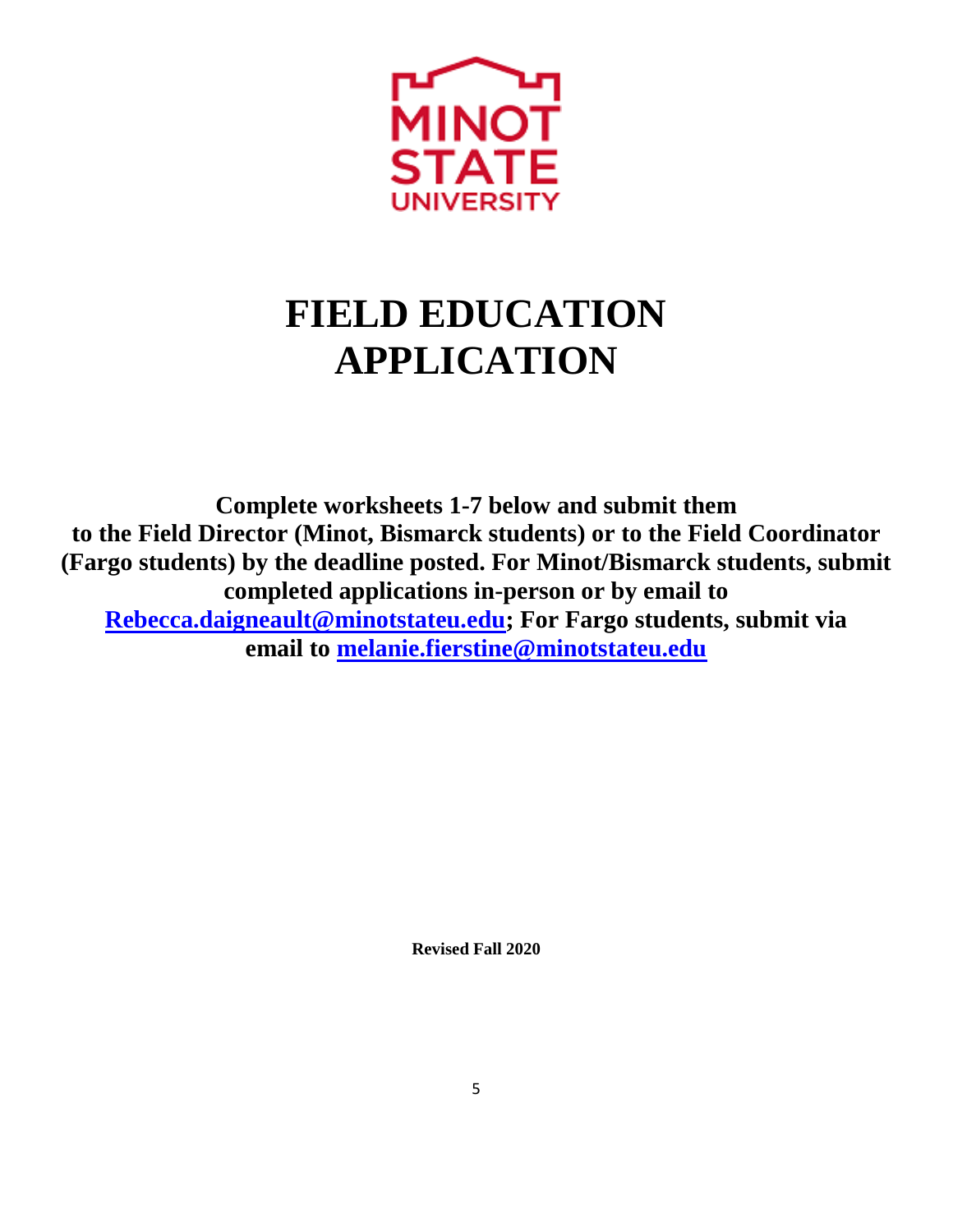# FIELD EDUCATION APPLICATION

**Complete worksheets 1-7 below and submit them to the Field Director (Minot, Bismarck students) or to the Field Coordinator (Fargo students) by the deadline posted. For Minot/Bismarck students, submit completed applications in-person or by email to [Rebecca.daigneault@minotstateu.edu](mailto:Rebecca.daigneault@minotstateu.edu); For Fargo students, submit via email to [melanie.fierstine@minotstateu.edu](mailto:melanie.fierstine@minotstateu.edu)**

**Revised Fall 2020**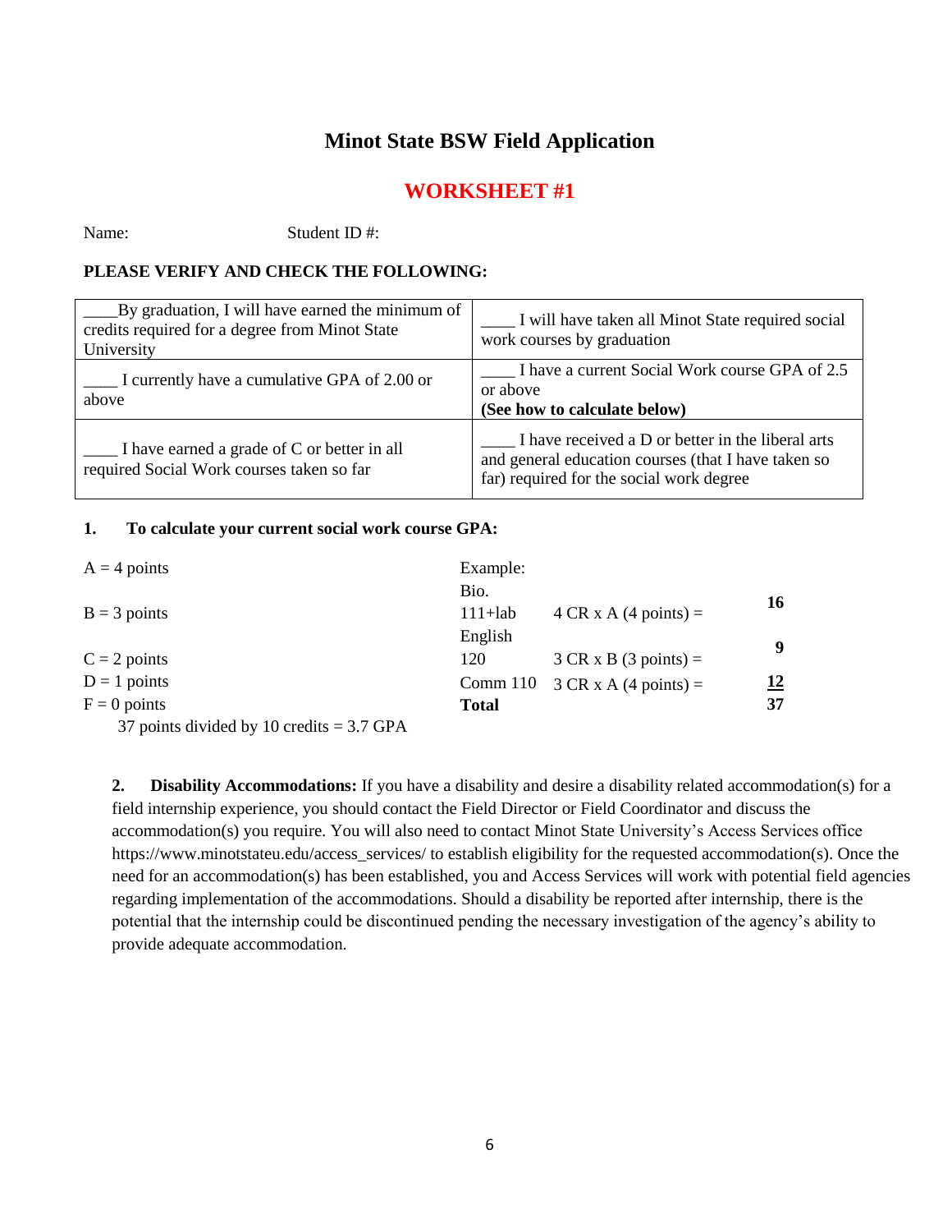# Minot State BSW Field Application

## WORKSHEET #1

Name: Student ID #:

**PLEASE VERIFY AND CHECK THE FOLLOWING:**

| | |
|---|---|
| ____By graduation, I will have earned the minimum of credits required for a degree from Minot State University | ____ I will have taken all Minot State required social work courses by graduation |
| ____ I currently have a cumulative GPA of 2.00 or above | ____ I have a current Social Work course GPA of 2.5 or above **(See how to calculate below)** |
| ____ I have earned a grade of C or better in all required Social Work courses taken so far | ____ I have received a D or better in the liberal arts and general education courses (that I have taken so far) required for the social work degree |

**1. To calculate your current social work course GPA:**

A = 4 points
B = 3 points
C = 2 points
D = 1 points
F = 0 points

Example:

| Course | Calculation | Points |
|---|---|---|
| Bio. 111+lab | 4 CR x A (4 points) = | **16** |
| English 120 | 3 CR x B (3 points) = | **9** |
| Comm 110 | 3 CR x A (4 points) = | **12** |
| **Total** | | **37** |

37 points divided by 10 credits = 3.7 GPA

**2. Disability Accommodations:** If you have a disability and desire a disability related accommodation(s) for a field internship experience, you should contact the Field Director or Field Coordinator and discuss the accommodation(s) you require. You will also need to contact Minot State University's Access Services office https://www.minotstateu.edu/access_services/ to establish eligibility for the requested accommodation(s). Once the need for an accommodation(s) has been established, you and Access Services will work with potential field agencies regarding implementation of the accommodations. Should a disability be reported after internship, there is the potential that the internship could be discontinued pending the necessary investigation of the agency's ability to provide adequate accommodation.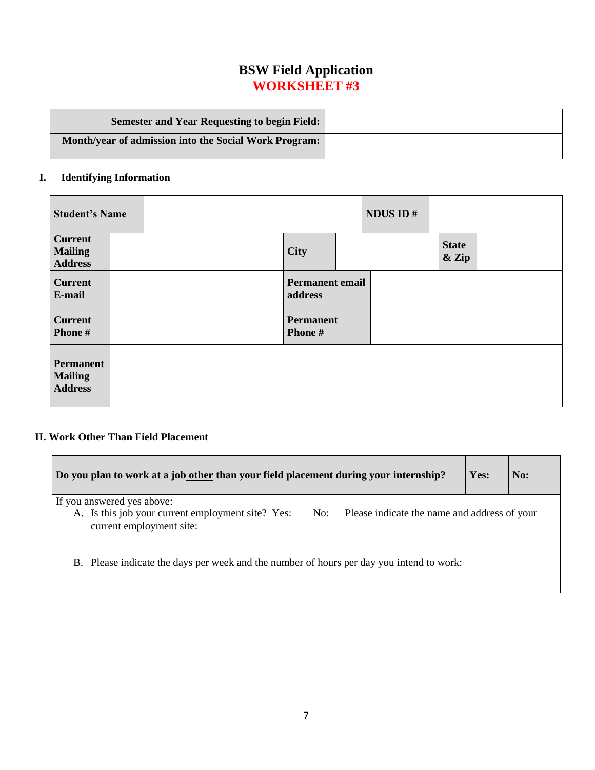# BSW Field Application
## WORKSHEET #3

| Semester and Year Requesting to begin Field: | |
|---|---|
| Month/year of admission into the Social Work Program: | |

## I. Identifying Information

| **Student's Name** | | **NDUS ID #** | | | |
|---|---|---|---|---|---|
| **Current Mailing Address** | | **City** | | **State & Zip** | |
| **Current E-mail** | | **Permanent email address** | | | |
| **Current Phone #** | | **Permanent Phone #** | | | |
| **Permanent Mailing Address** | | | | | |

## II. Work Other Than Field Placement

| Do you plan to work at a job other than your field placement during your internship? | Yes: | No: |
|---|---|---|

If you answered yes above:

A. Is this job your current employment site? Yes: No: Please indicate the name and address of your current employment site:

B. Please indicate the days per week and the number of hours per day you intend to work: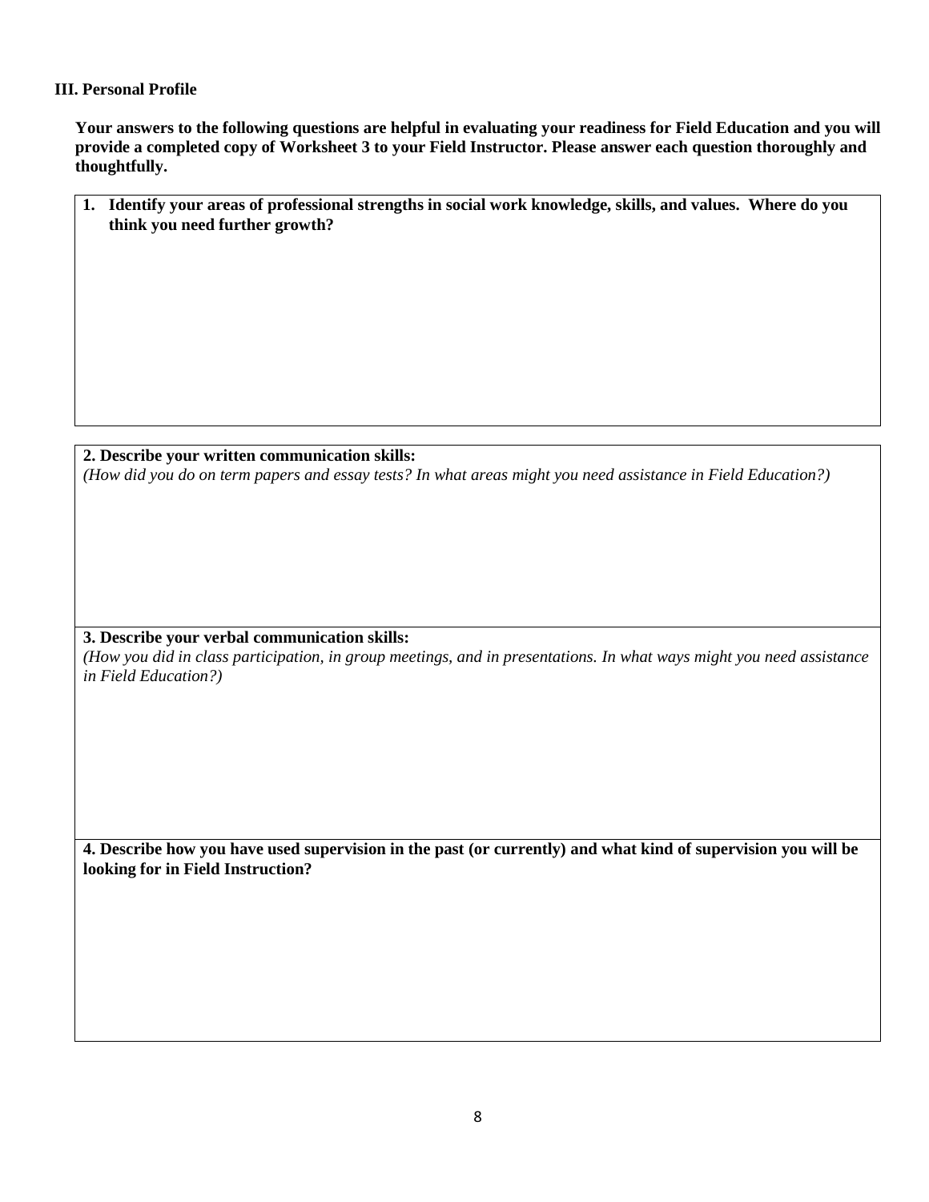### III. Personal Profile

**Your answers to the following questions are helpful in evaluating your readiness for Field Education and you will provide a completed copy of Worksheet 3 to your Field Instructor. Please answer each question thoroughly and thoughtfully.**

1. **Identify your areas of professional strengths in social work knowledge, skills, and values. Where do you think you need further growth?**

**2. Describe your written communication skills:**

*(How did you do on term papers and essay tests? In what areas might you need assistance in Field Education?)*

**3. Describe your verbal communication skills:**

*(How you did in class participation, in group meetings, and in presentations. In what ways might you need assistance in Field Education?)*

**4. Describe how you have used supervision in the past (or currently) and what kind of supervision you will be looking for in Field Instruction?**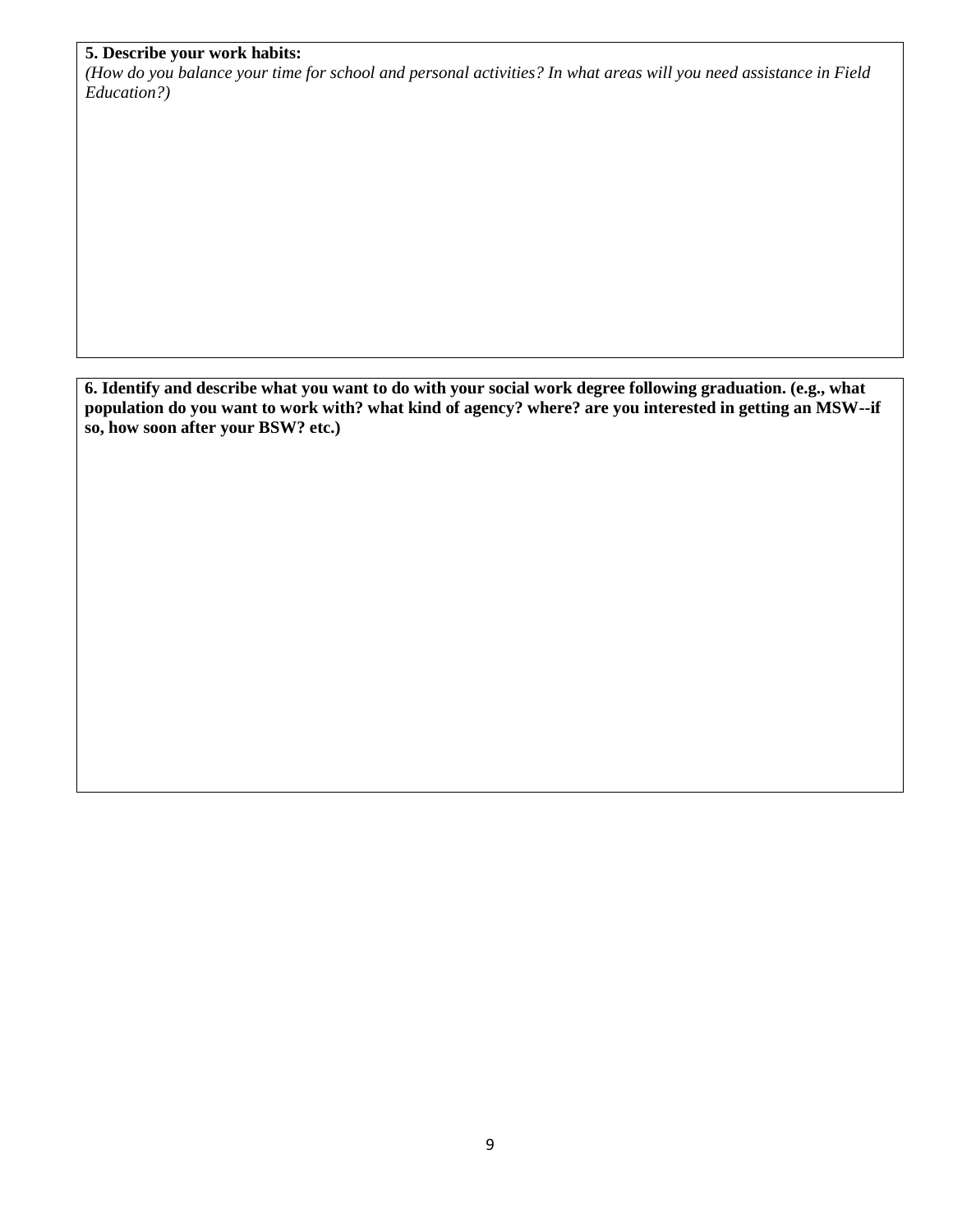**5. Describe your work habits:**

*(How do you balance your time for school and personal activities? In what areas will you need assistance in Field Education?)*

**6. Identify and describe what you want to do with your social work degree following graduation. (e.g., what population do you want to work with? what kind of agency? where? are you interested in getting an MSW--if so, how soon after your BSW? etc.)**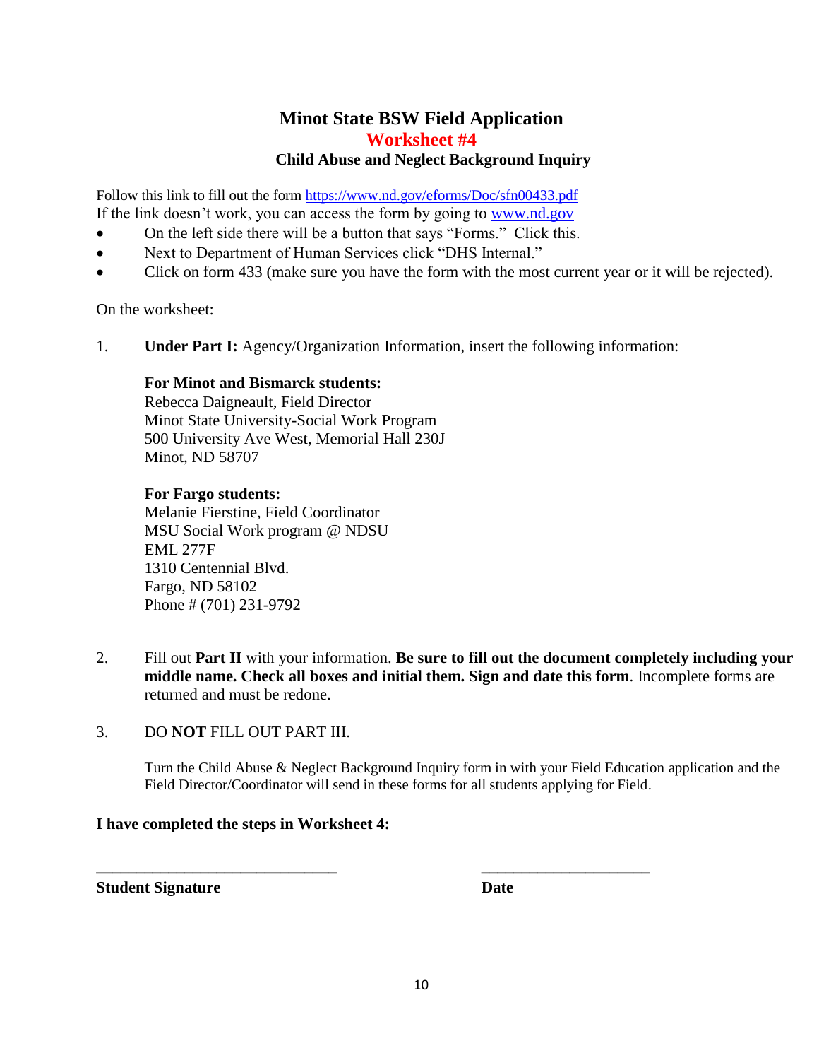# Minot State BSW Field Application

## Worksheet #4

### Child Abuse and Neglect Background Inquiry

Follow this link to fill out the form https://www.nd.gov/eforms/Doc/sfn00433.pdf
If the link doesn't work, you can access the form by going to www.nd.gov

- On the left side there will be a button that says "Forms." Click this.
- Next to Department of Human Services click "DHS Internal."
- Click on form 433 (make sure you have the form with the most current year or it will be rejected).

On the worksheet:

1. **Under Part I:** Agency/Organization Information, insert the following information:

   **For Minot and Bismarck students:**
   Rebecca Daigneault, Field Director
   Minot State University-Social Work Program
   500 University Ave West, Memorial Hall 230J
   Minot, ND 58707

   **For Fargo students:**
   Melanie Fierstine, Field Coordinator
   MSU Social Work program @ NDSU
   EML 277F
   1310 Centennial Blvd.
   Fargo, ND 58102
   Phone # (701) 231-9792

2. Fill out **Part II** with your information. **Be sure to fill out the document completely including your middle name. Check all boxes and initial them. Sign and date this form**. Incomplete forms are returned and must be redone.

3. DO **NOT** FILL OUT PART III.

   Turn the Child Abuse & Neglect Background Inquiry form in with your Field Education application and the Field Director/Coordinator will send in these forms for all students applying for Field.

**I have completed the steps in Worksheet 4:**

______________________________          ____________________

**Student Signature**          **Date**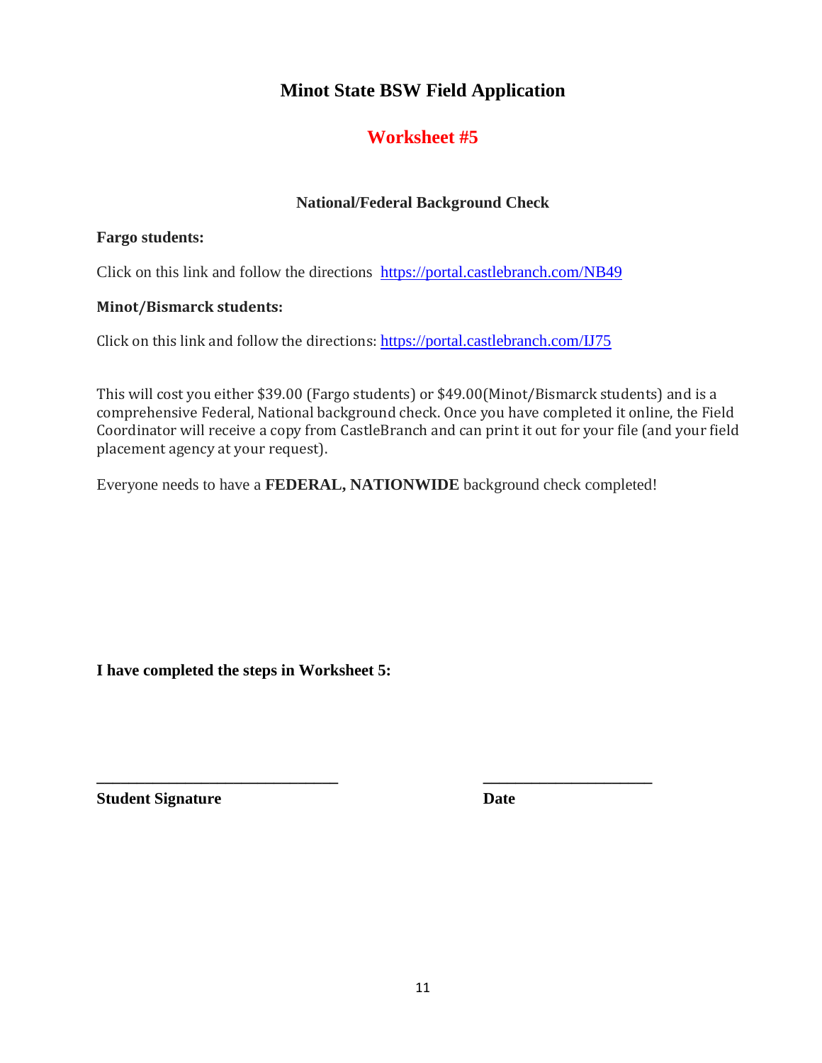# Minot State BSW Field Application

## Worksheet #5

### National/Federal Background Check

**Fargo students:**

Click on this link and follow the directions https://portal.castlebranch.com/NB49

**Minot/Bismarck students:**

Click on this link and follow the directions: https://portal.castlebranch.com/IJ75

This will cost you either $39.00 (Fargo students) or $49.00(Minot/Bismarck students) and is a comprehensive Federal, National background check. Once you have completed it online, the Field Coordinator will receive a copy from CastleBranch and can print it out for your file (and your field placement agency at your request).

Everyone needs to have a **FEDERAL, NATIONWIDE** background check completed!

**I have completed the steps in Worksheet 5:**

______________________________ ______________________

**Student Signature** **Date**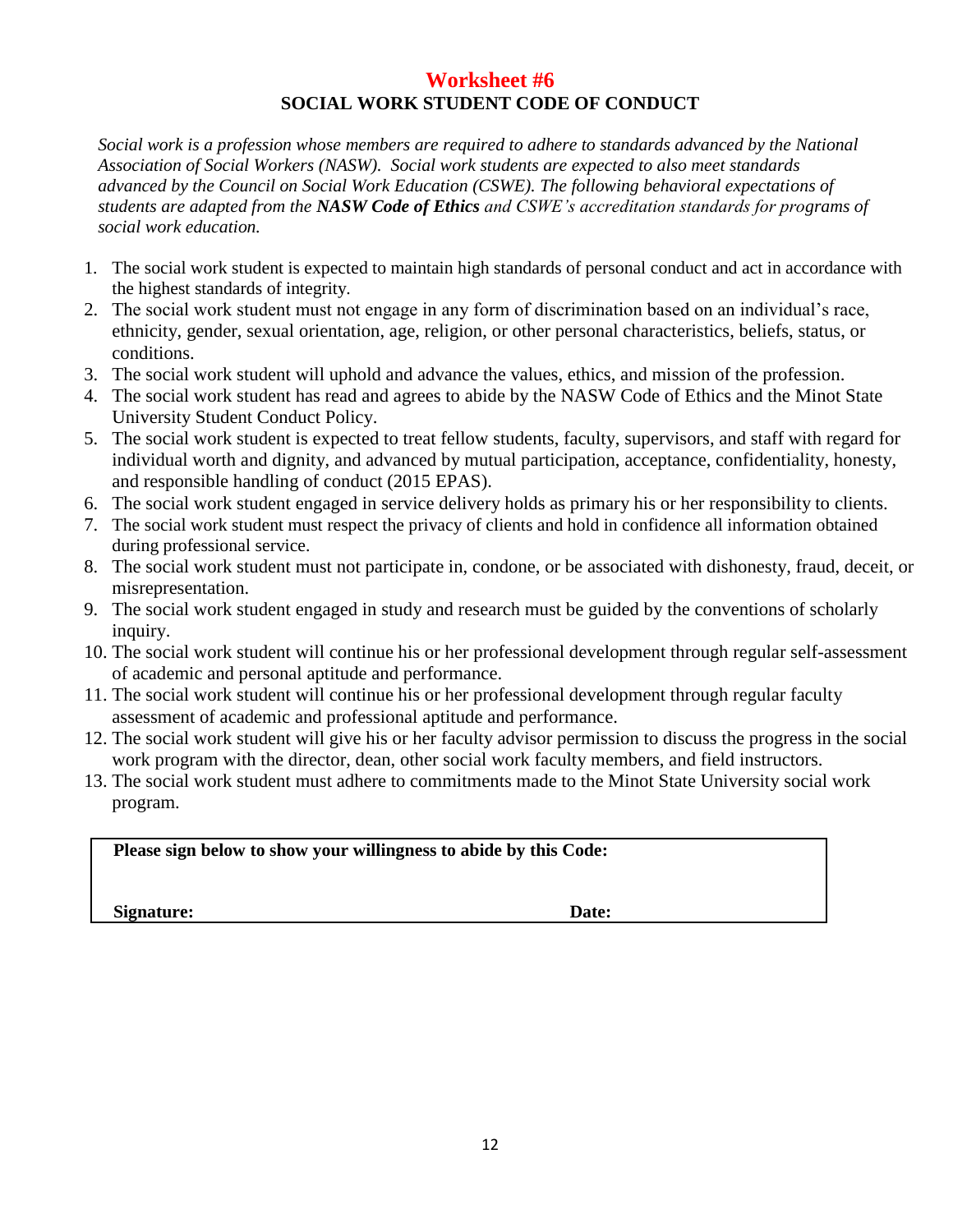## Worksheet #6

### SOCIAL WORK STUDENT CODE OF CONDUCT

*Social work is a profession whose members are required to adhere to standards advanced by the National Association of Social Workers (NASW). Social work students are expected to also meet standards advanced by the Council on Social Work Education (CSWE). The following behavioral expectations of students are adapted from the* ***NASW Code of Ethics*** *and CSWE's accreditation standards for programs of social work education.*

1. The social work student is expected to maintain high standards of personal conduct and act in accordance with the highest standards of integrity.
2. The social work student must not engage in any form of discrimination based on an individual's race, ethnicity, gender, sexual orientation, age, religion, or other personal characteristics, beliefs, status, or conditions.
3. The social work student will uphold and advance the values, ethics, and mission of the profession.
4. The social work student has read and agrees to abide by the NASW Code of Ethics and the Minot State University Student Conduct Policy.
5. The social work student is expected to treat fellow students, faculty, supervisors, and staff with regard for individual worth and dignity, and advanced by mutual participation, acceptance, confidentiality, honesty, and responsible handling of conduct (2015 EPAS).
6. The social work student engaged in service delivery holds as primary his or her responsibility to clients.
7. The social work student must respect the privacy of clients and hold in confidence all information obtained during professional service.
8. The social work student must not participate in, condone, or be associated with dishonesty, fraud, deceit, or misrepresentation.
9. The social work student engaged in study and research must be guided by the conventions of scholarly inquiry.
10. The social work student will continue his or her professional development through regular self-assessment of academic and personal aptitude and performance.
11. The social work student will continue his or her professional development through regular faculty assessment of academic and professional aptitude and performance.
12. The social work student will give his or her faculty advisor permission to discuss the progress in the social work program with the director, dean, other social work faculty members, and field instructors.
13. The social work student must adhere to commitments made to the Minot State University social work program.

**Please sign below to show your willingness to abide by this Code:**

**Signature:** **Date:**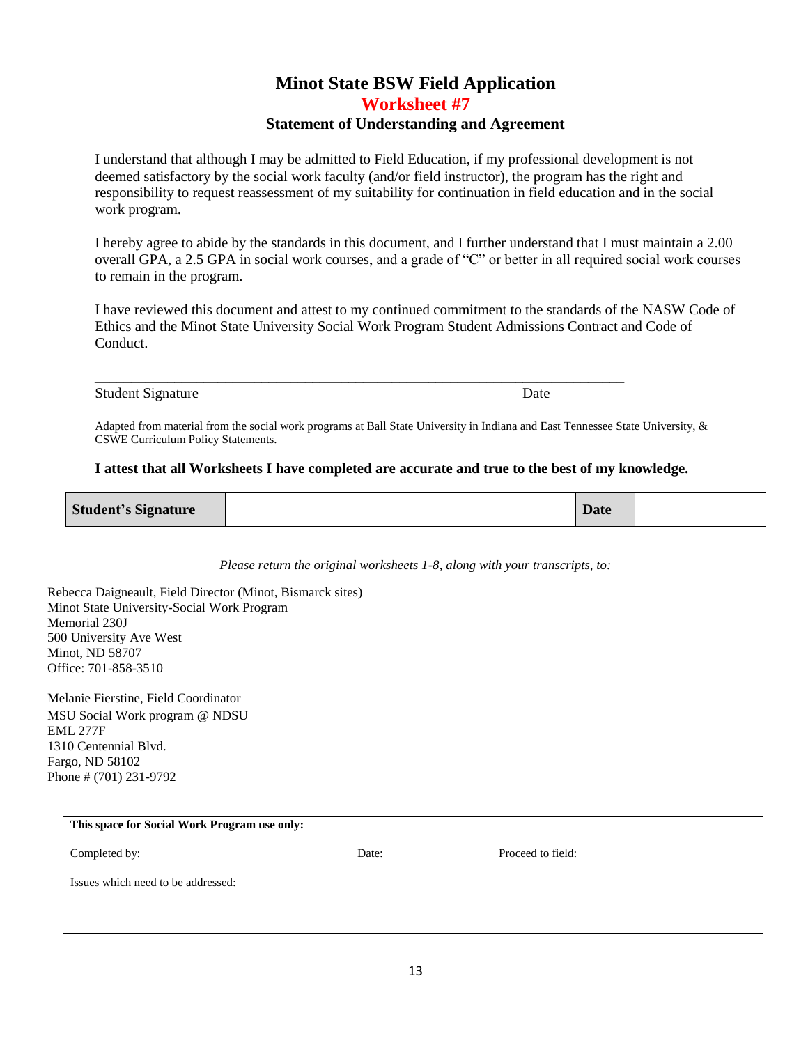# Minot State BSW Field Application

## Worksheet #7

### Statement of Understanding and Agreement

I understand that although I may be admitted to Field Education, if my professional development is not deemed satisfactory by the social work faculty (and/or field instructor), the program has the right and responsibility to request reassessment of my suitability for continuation in field education and in the social work program.

I hereby agree to abide by the standards in this document, and I further understand that I must maintain a 2.00 overall GPA, a 2.5 GPA in social work courses, and a grade of "C" or better in all required social work courses to remain in the program.

I have reviewed this document and attest to my continued commitment to the standards of the NASW Code of Ethics and the Minot State University Social Work Program Student Admissions Contract and Code of Conduct.

\_\_\_\_\_\_\_\_\_\_\_\_\_\_\_\_\_\_\_\_\_\_\_\_\_\_\_\_\_\_\_\_\_\_\_\_\_\_\_\_\_\_\_\_\_\_\_\_\_\_\_\_\_\_\_\_\_\_\_\_\_\_\_\_\_\_\_\_\_\_\_\_

Student Signature                                                                Date

Adapted from material from the social work programs at Ball State University in Indiana and East Tennessee State University, & CSWE Curriculum Policy Statements.

**I attest that all Worksheets I have completed are accurate and true to the best of my knowledge.**

| | | | |
|---|---|---|---|
| **Student's Signature** | | **Date** | |

*Please return the original worksheets 1-8, along with your transcripts, to:*

Rebecca Daigneault, Field Director (Minot, Bismarck sites)
Minot State University-Social Work Program
Memorial 230J
500 University Ave West
Minot, ND 58707
Office: 701-858-3510

Melanie Fierstine, Field Coordinator
MSU Social Work program @ NDSU
EML 277F
1310 Centennial Blvd.
Fargo, ND 58102
Phone # (701) 231-9792

**This space for Social Work Program use only:**

Completed by:                                        Date:                                        Proceed to field:

Issues which need to be addressed: